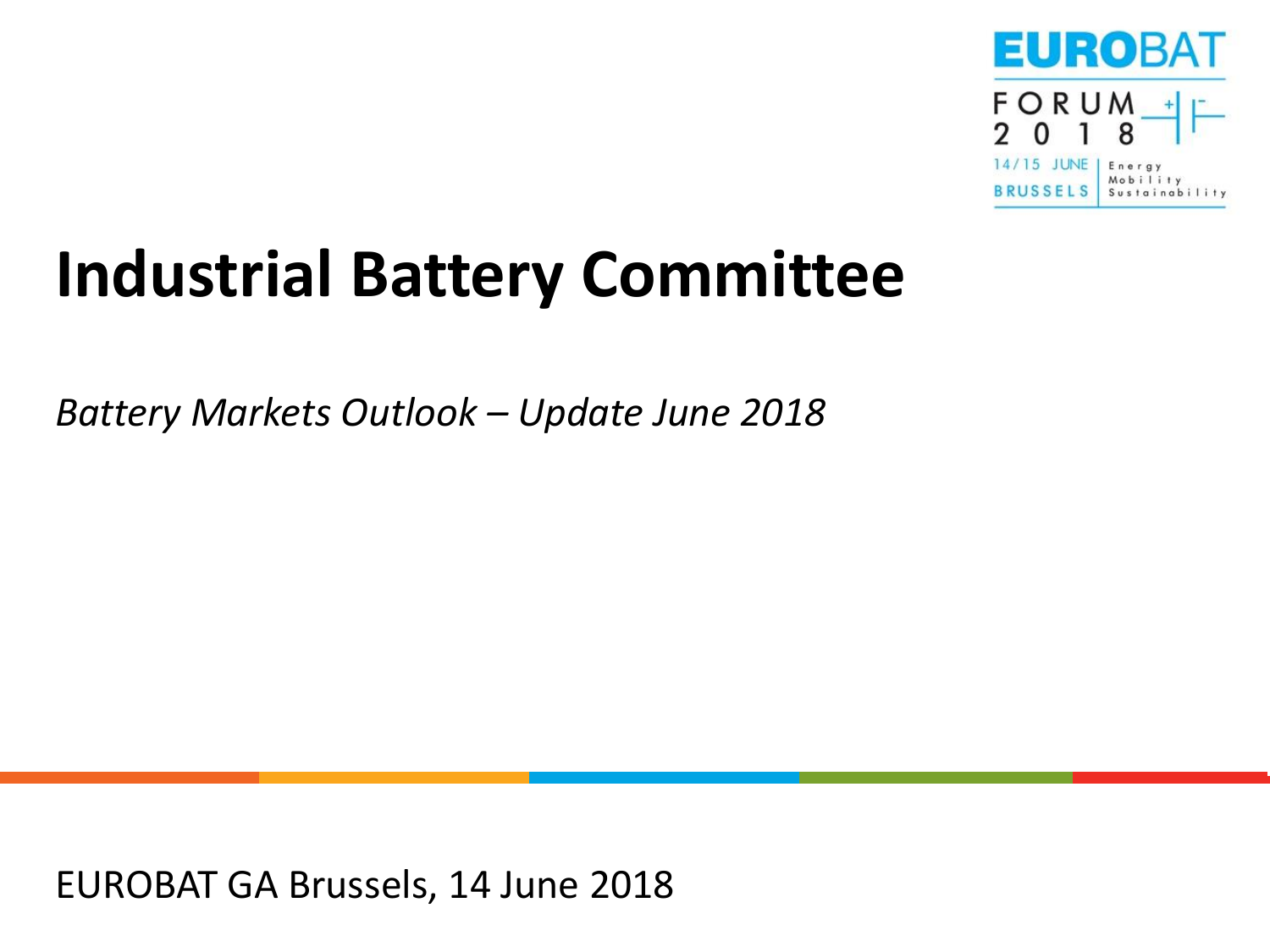EUROBAT FORUM 2018
14/15 JUNE BRUSSELS
Energy Mobility Sustainability

# Industrial Battery Committee

*Battery Markets Outlook – Update June 2018*

EUROBAT GA Brussels, 14 June 2018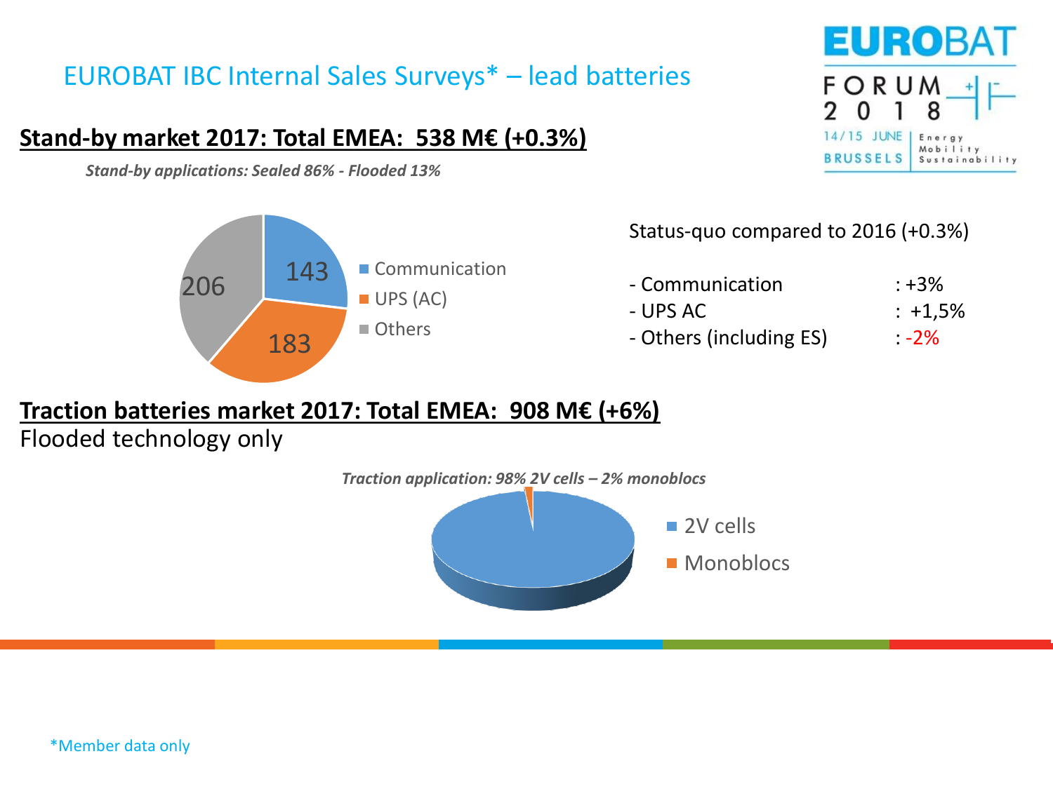# EUROBAT IBC Internal Sales Surveys* – lead batteries

## Stand-by market 2017: Total EMEA: 538 M€ (+0.3%)

*Stand-by applications: Sealed 86% - Flooded 13%*

| Segment | Value |
|---|---|
| Communication | 143 |
| UPS (AC) | 183 |
| Others | 206 |

Status-quo compared to 2016 (+0.3%)

- Communication : +3%
- UPS AC : +1,5%
- Others (including ES) : -2%

## Traction batteries market 2017: Total EMEA: 908 M€ (+6%)

Flooded technology only

*Traction application: 98% 2V cells – 2% monoblocs*

- 2V cells
- Monoblocs

*Member data only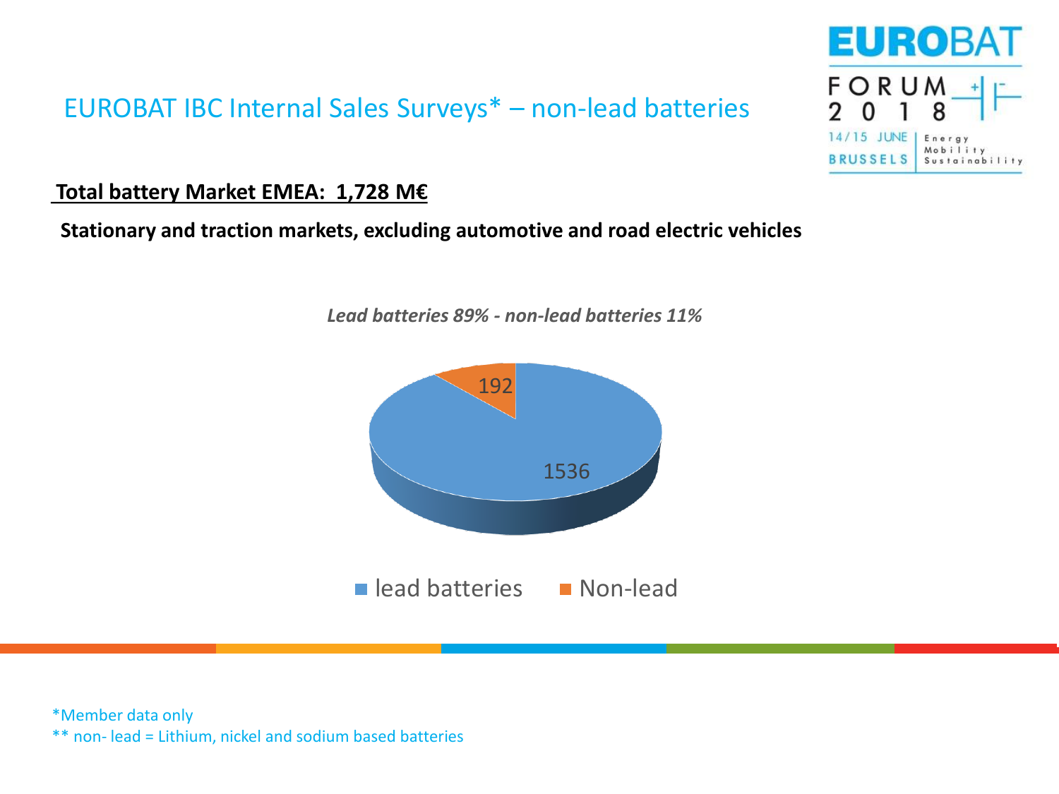# EUROBAT IBC Internal Sales Surveys* – non-lead batteries

**Total battery Market EMEA: 1,728 M€**

**Stationary and traction markets, excluding automotive and road electric vehicles**

***Lead batteries 89% - non-lead batteries 11%***

| | M€ |
|---|---|
| lead batteries | 1536 |
| Non-lead | 192 |

*Member data only

** non- lead = Lithium, nickel and sodium based batteries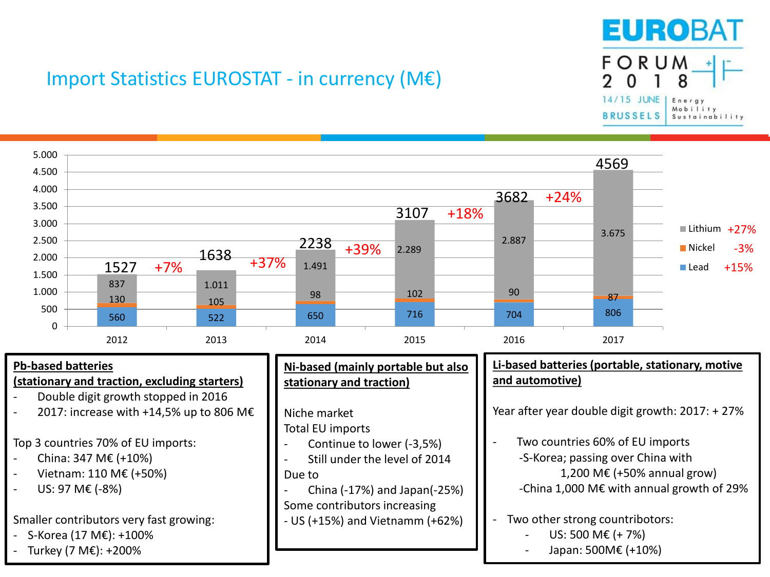# Import Statistics EUROSTAT - in currency (M€)

EUROBAT FORUM 2018
14/15 JUNE BRUSSELS
Energy Mobility Sustainability

5.000
4.500
4.000
3.500
3.000
2.500
2.000
1.500
1.000
500
0

2012: 1527 — Lithium 837, Nickel 130, Lead 560
+7%
2013: 1638 — Lithium 1.011, Nickel 105, Lead 522
+37%
2014: 2238 — Lithium 1.491, Nickel 98, Lead 650
+39%
2015: 3107 — Lithium 2.289, Nickel 102, Lead 716
+18%
2016: 3682 — Lithium 2.887, Nickel 90, Lead 704
+24%
2017: 4569 — Lithium 3.675, Nickel 87, Lead 806

Lithium +27%
Nickel -3%
Lead +15%

**Pb-based batteries**
**(stationary and traction, excluding starters)**

- Double digit growth stopped in 2016
- 2017: increase with +14,5% up to 806 M€

Top 3 countries 70% of EU imports:

- China: 347 M€ (+10%)
- Vietnam: 110 M€ (+50%)
- US: 97 M€ (-8%)

Smaller contributors very fast growing:

- S-Korea (17 M€): +100%
- Turkey (7 M€): +200%

**Ni-based (mainly portable but also stationary and traction)**

Niche market
Total EU imports

- Continue to lower (-3,5%)
- Still under the level of 2014

Due to

- China (-17%) and Japan(-25%)

Some contributors increasing
- US (+15%) and Vietnamm (+62%)

**Li-based batteries (portable, stationary, motive and automotive)**

Year after year double digit growth: 2017: + 27%

- Two countries 60% of EU imports
  -S-Korea; passing over China with 1,200 M€ (+50% annual grow)
  -China 1,000 M€ with annual growth of 29%
- Two other strong countribotors:
  - US: 500 M€ (+ 7%)
  - Japan: 500M€ (+10%)